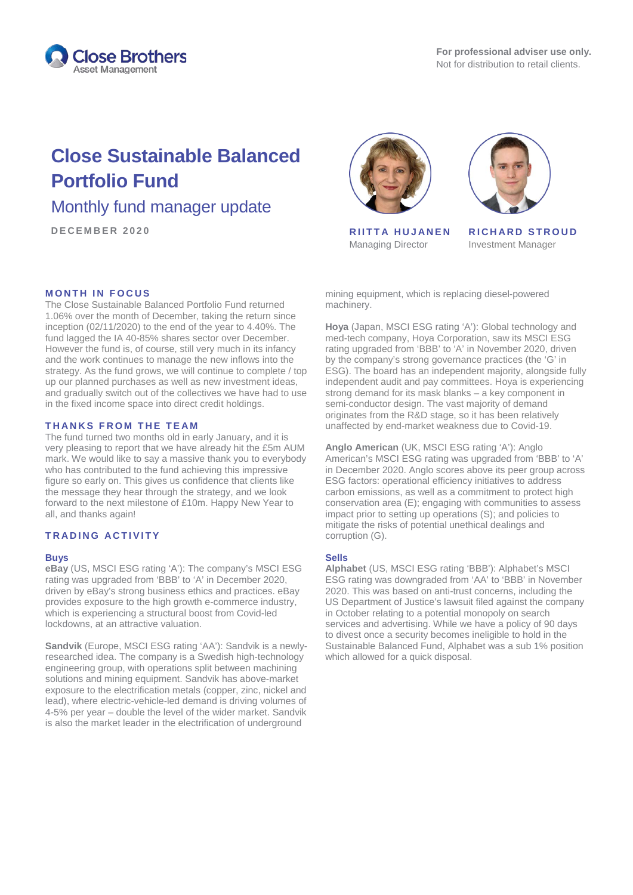Close Brothers Asset Management

**For professional adviser use only.**
Not for distribution to retail clients.

# Close Sustainable Balanced Portfolio Fund

## Monthly fund manager update

DECEMBER 2020

**RIITTA HUJANEN**
Managing Director

**RICHARD STROUD**
Investment Manager

### MONTH IN FOCUS

The Close Sustainable Balanced Portfolio Fund returned 1.06% over the month of December, taking the return since inception (02/11/2020) to the end of the year to 4.40%. The fund lagged the IA 40-85% shares sector over December. However the fund is, of course, still very much in its infancy and the work continues to manage the new inflows into the strategy. As the fund grows, we will continue to complete / top up our planned purchases as well as new investment ideas, and gradually switch out of the collectives we have had to use in the fixed income space into direct credit holdings.

### THANKS FROM THE TEAM

The fund turned two months old in early January, and it is very pleasing to report that we have already hit the £5m AUM mark. We would like to say a massive thank you to everybody who has contributed to the fund achieving this impressive figure so early on. This gives us confidence that clients like the message they hear through the strategy, and we look forward to the next milestone of £10m. Happy New Year to all, and thanks again!

### TRADING ACTIVITY

#### Buys

**eBay** (US, MSCI ESG rating 'A'): The company's MSCI ESG rating was upgraded from 'BBB' to 'A' in December 2020, driven by eBay's strong business ethics and practices. eBay provides exposure to the high growth e-commerce industry, which is experiencing a structural boost from Covid-led lockdowns, at an attractive valuation.

**Sandvik** (Europe, MSCI ESG rating 'AA'): Sandvik is a newly-researched idea. The company is a Swedish high-technology engineering group, with operations split between machining solutions and mining equipment. Sandvik has above-market exposure to the electrification metals (copper, zinc, nickel and lead), where electric-vehicle-led demand is driving volumes of 4-5% per year – double the level of the wider market. Sandvik is also the market leader in the electrification of underground mining equipment, which is replacing diesel-powered machinery.

**Hoya** (Japan, MSCI ESG rating 'A'): Global technology and med-tech company, Hoya Corporation, saw its MSCI ESG rating upgraded from 'BBB' to 'A' in November 2020, driven by the company's strong governance practices (the 'G' in ESG). The board has an independent majority, alongside fully independent audit and pay committees. Hoya is experiencing strong demand for its mask blanks – a key component in semi-conductor design. The vast majority of demand originates from the R&D stage, so it has been relatively unaffected by end-market weakness due to Covid-19.

**Anglo American** (UK, MSCI ESG rating 'A'): Anglo American's MSCI ESG rating was upgraded from 'BBB' to 'A' in December 2020. Anglo scores above its peer group across ESG factors: operational efficiency initiatives to address carbon emissions, as well as a commitment to protect high conservation area (E); engaging with communities to assess impact prior to setting up operations (S); and policies to mitigate the risks of potential unethical dealings and corruption (G).

#### Sells

**Alphabet** (US, MSCI ESG rating 'BBB'): Alphabet's MSCI ESG rating was downgraded from 'AA' to 'BBB' in November 2020. This was based on anti-trust concerns, including the US Department of Justice's lawsuit filed against the company in October relating to a potential monopoly on search services and advertising. While we have a policy of 90 days to divest once a security becomes ineligible to hold in the Sustainable Balanced Fund, Alphabet was a sub 1% position which allowed for a quick disposal.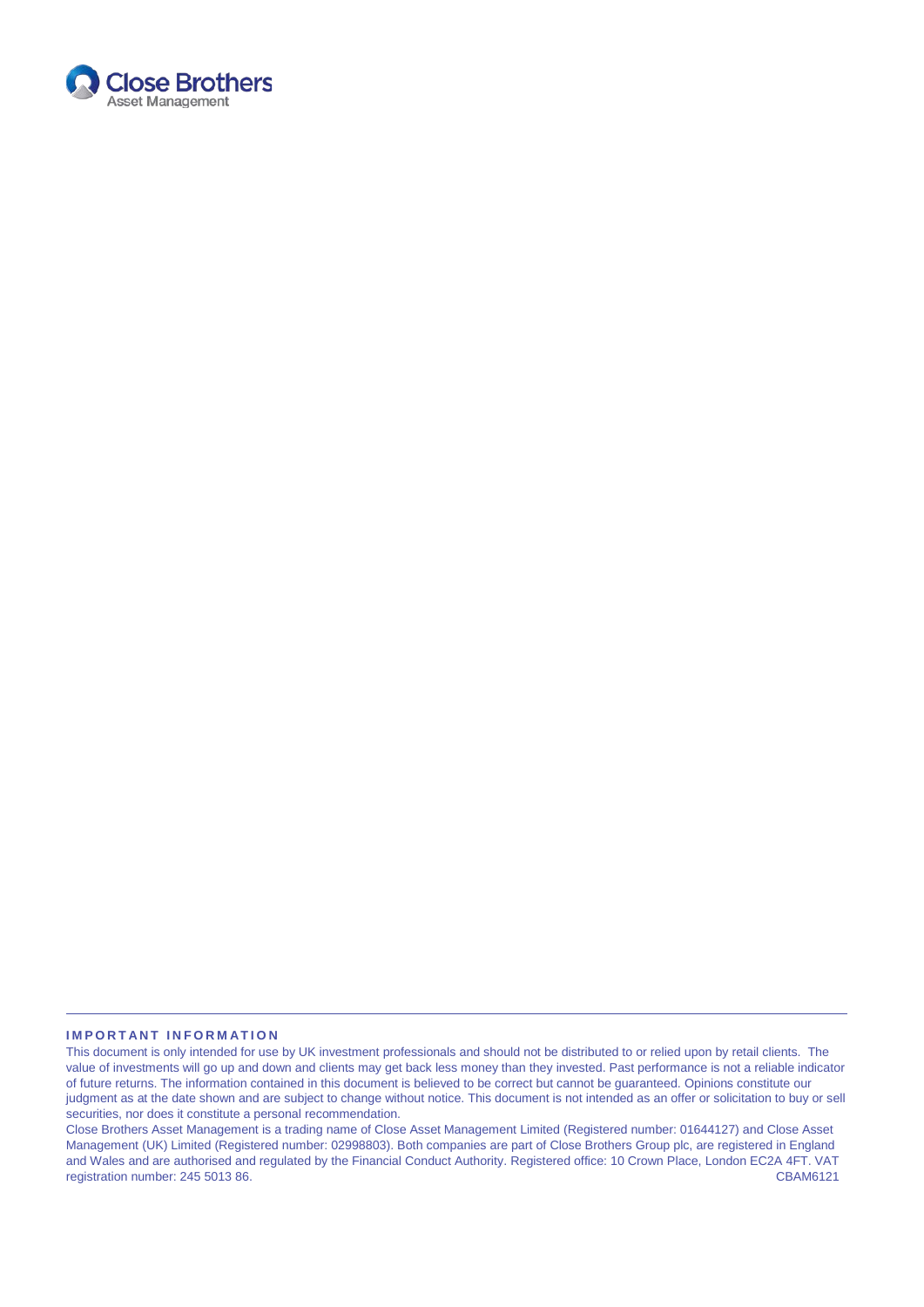Close Brothers
Asset Management

**IMPORTANT INFORMATION**

This document is only intended for use by UK investment professionals and should not be distributed to or relied upon by retail clients. The value of investments will go up and down and clients may get back less money than they invested. Past performance is not a reliable indicator of future returns. The information contained in this document is believed to be correct but cannot be guaranteed. Opinions constitute our judgment as at the date shown and are subject to change without notice. This document is not intended as an offer or solicitation to buy or sell securities, nor does it constitute a personal recommendation.

Close Brothers Asset Management is a trading name of Close Asset Management Limited (Registered number: 01644127) and Close Asset Management (UK) Limited (Registered number: 02998803). Both companies are part of Close Brothers Group plc, are registered in England and Wales and are authorised and regulated by the Financial Conduct Authority. Registered office: 10 Crown Place, London EC2A 4FT. VAT registration number: 245 5013 86.

CBAM6121